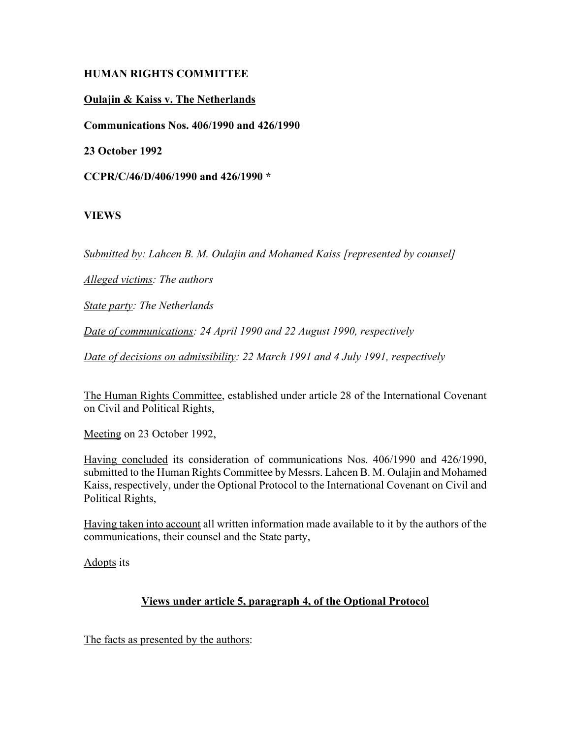**HUMAN RIGHTS COMMITTEE**

**Oulajin & Kaiss v. The Netherlands**

**Communications Nos. 406/1990 and 426/1990**

**23 October 1992**

**CCPR/C/46/D/406/1990 and 426/1990 \***

**VIEWS**

*Submitted by: Lahcen B. M. Oulajin and Mohamed Kaiss [represented by counsel]*

*Alleged victims: The authors*

*State party: The Netherlands*

*Date of communications: 24 April 1990 and 22 August 1990, respectively*

*Date of decisions on admissibility: 22 March 1991 and 4 July 1991, respectively*

The Human Rights Committee, established under article 28 of the International Covenant on Civil and Political Rights,

Meeting on 23 October 1992,

Having concluded its consideration of communications Nos. 406/1990 and 426/1990, submitted to the Human Rights Committee by Messrs. Lahcen B. M. Oulajin and Mohamed Kaiss, respectively, under the Optional Protocol to the International Covenant on Civil and Political Rights,

Having taken into account all written information made available to it by the authors of the communications, their counsel and the State party,

Adopts its

## Views under article 5, paragraph 4, of the Optional Protocol

The facts as presented by the authors: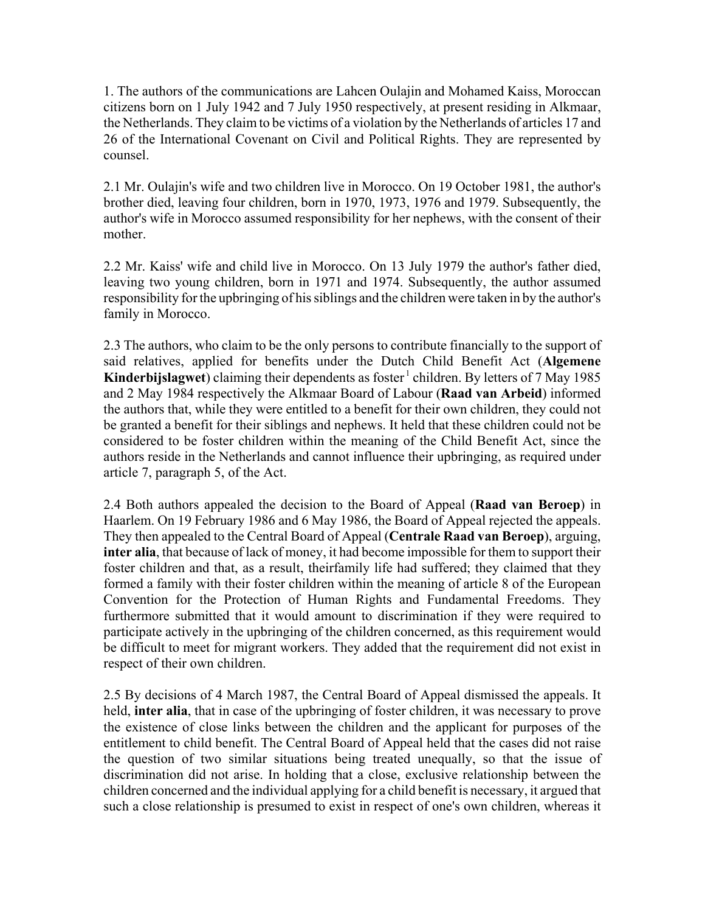1. The authors of the communications are Lahcen Oulajin and Mohamed Kaiss, Moroccan citizens born on 1 July 1942 and 7 July 1950 respectively, at present residing in Alkmaar, the Netherlands. They claim to be victims of a violation by the Netherlands of articles 17 and 26 of the International Covenant on Civil and Political Rights. They are represented by counsel.

2.1 Mr. Oulajin's wife and two children live in Morocco. On 19 October 1981, the author's brother died, leaving four children, born in 1970, 1973, 1976 and 1979. Subsequently, the author's wife in Morocco assumed responsibility for her nephews, with the consent of their mother.

2.2 Mr. Kaiss' wife and child live in Morocco. On 13 July 1979 the author's father died, leaving two young children, born in 1971 and 1974. Subsequently, the author assumed responsibility for the upbringing of his siblings and the children were taken in by the author's family in Morocco.

2.3 The authors, who claim to be the only persons to contribute financially to the support of said relatives, applied for benefits under the Dutch Child Benefit Act (**Algemene Kinderbijslagwet**) claiming their dependents as foster[1] children. By letters of 7 May 1985 and 2 May 1984 respectively the Alkmaar Board of Labour (**Raad van Arbeid**) informed the authors that, while they were entitled to a benefit for their own children, they could not be granted a benefit for their siblings and nephews. It held that these children could not be considered to be foster children within the meaning of the Child Benefit Act, since the authors reside in the Netherlands and cannot influence their upbringing, as required under article 7, paragraph 5, of the Act.

2.4 Both authors appealed the decision to the Board of Appeal (**Raad van Beroep**) in Haarlem. On 19 February 1986 and 6 May 1986, the Board of Appeal rejected the appeals. They then appealed to the Central Board of Appeal (**Centrale Raad van Beroep**), arguing, **inter alia**, that because of lack of money, it had become impossible for them to support their foster children and that, as a result, theirfamily life had suffered; they claimed that they formed a family with their foster children within the meaning of article 8 of the European Convention for the Protection of Human Rights and Fundamental Freedoms. They furthermore submitted that it would amount to discrimination if they were required to participate actively in the upbringing of the children concerned, as this requirement would be difficult to meet for migrant workers. They added that the requirement did not exist in respect of their own children.

2.5 By decisions of 4 March 1987, the Central Board of Appeal dismissed the appeals. It held, **inter alia**, that in case of the upbringing of foster children, it was necessary to prove the existence of close links between the children and the applicant for purposes of the entitlement to child benefit. The Central Board of Appeal held that the cases did not raise the question of two similar situations being treated unequally, so that the issue of discrimination did not arise. In holding that a close, exclusive relationship between the children concerned and the individual applying for a child benefit is necessary, it argued that such a close relationship is presumed to exist in respect of one's own children, whereas it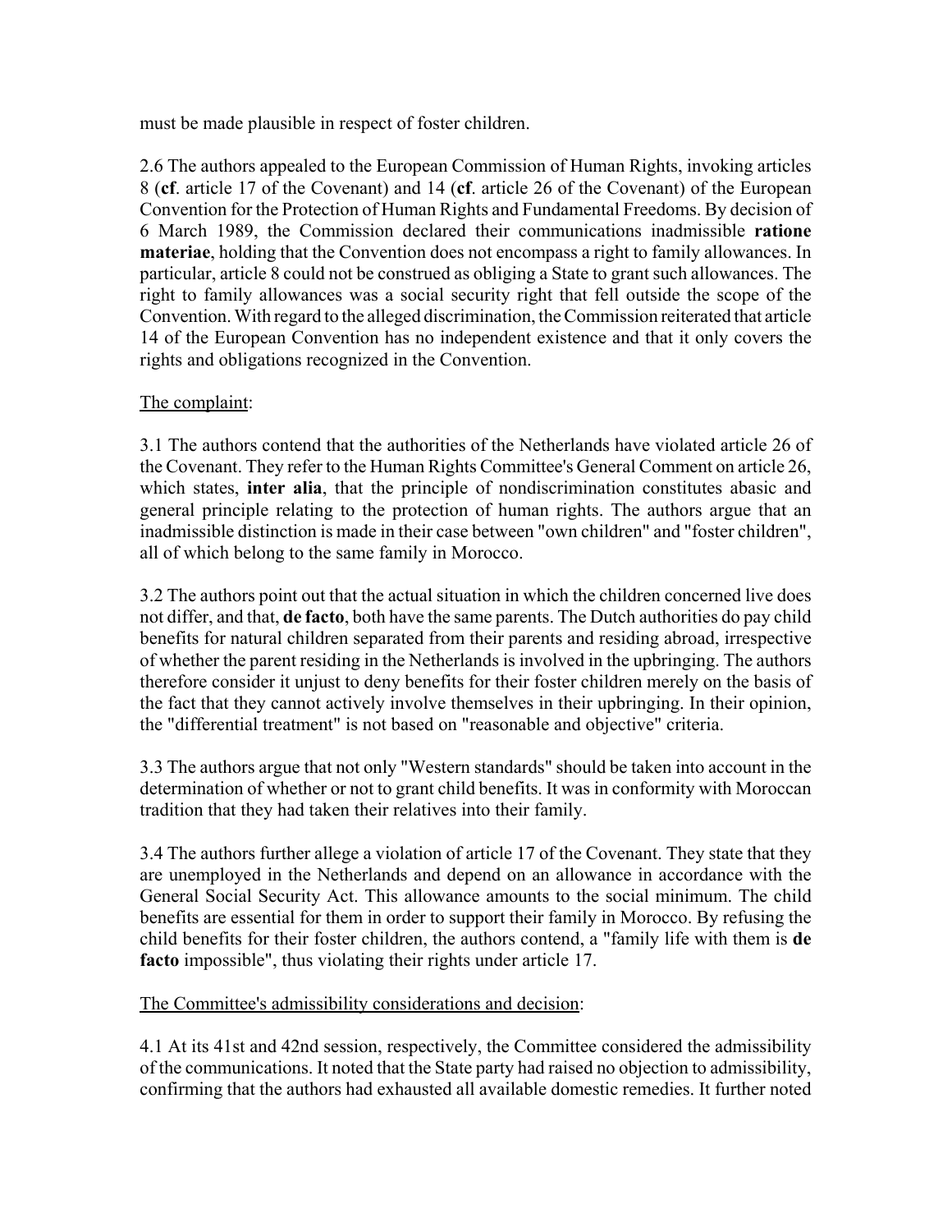must be made plausible in respect of foster children.

2.6 The authors appealed to the European Commission of Human Rights, invoking articles 8 (**cf**. article 17 of the Covenant) and 14 (**cf**. article 26 of the Covenant) of the European Convention for the Protection of Human Rights and Fundamental Freedoms. By decision of 6 March 1989, the Commission declared their communications inadmissible **ratione materiae**, holding that the Convention does not encompass a right to family allowances. In particular, article 8 could not be construed as obliging a State to grant such allowances. The right to family allowances was a social security right that fell outside the scope of the Convention. With regard to the alleged discrimination, the Commission reiterated that article 14 of the European Convention has no independent existence and that it only covers the rights and obligations recognized in the Convention.

The complaint:

3.1 The authors contend that the authorities of the Netherlands have violated article 26 of the Covenant. They refer to the Human Rights Committee's General Comment on article 26, which states, **inter alia**, that the principle of nondiscrimination constitutes abasic and general principle relating to the protection of human rights. The authors argue that an inadmissible distinction is made in their case between "own children" and "foster children", all of which belong to the same family in Morocco.

3.2 The authors point out that the actual situation in which the children concerned live does not differ, and that, **de facto**, both have the same parents. The Dutch authorities do pay child benefits for natural children separated from their parents and residing abroad, irrespective of whether the parent residing in the Netherlands is involved in the upbringing. The authors therefore consider it unjust to deny benefits for their foster children merely on the basis of the fact that they cannot actively involve themselves in their upbringing. In their opinion, the "differential treatment" is not based on "reasonable and objective" criteria.

3.3 The authors argue that not only "Western standards" should be taken into account in the determination of whether or not to grant child benefits. It was in conformity with Moroccan tradition that they had taken their relatives into their family.

3.4 The authors further allege a violation of article 17 of the Covenant. They state that they are unemployed in the Netherlands and depend on an allowance in accordance with the General Social Security Act. This allowance amounts to the social minimum. The child benefits are essential for them in order to support their family in Morocco. By refusing the child benefits for their foster children, the authors contend, a "family life with them is **de facto** impossible", thus violating their rights under article 17.

The Committee's admissibility considerations and decision:

4.1 At its 41st and 42nd session, respectively, the Committee considered the admissibility of the communications. It noted that the State party had raised no objection to admissibility, confirming that the authors had exhausted all available domestic remedies. It further noted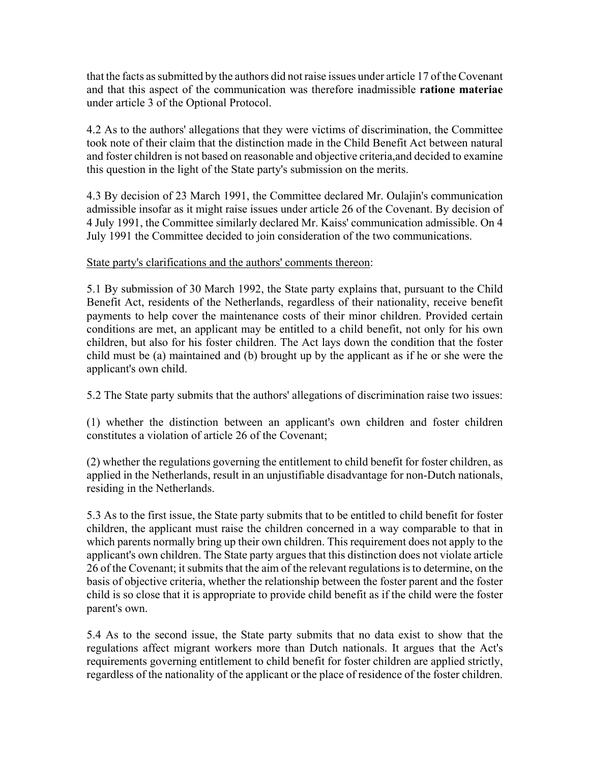that the facts as submitted by the authors did not raise issues under article 17 of the Covenant and that this aspect of the communication was therefore inadmissible **ratione materiae** under article 3 of the Optional Protocol.

4.2 As to the authors' allegations that they were victims of discrimination, the Committee took note of their claim that the distinction made in the Child Benefit Act between natural and foster children is not based on reasonable and objective criteria,and decided to examine this question in the light of the State party's submission on the merits.

4.3 By decision of 23 March 1991, the Committee declared Mr. Oulajin's communication admissible insofar as it might raise issues under article 26 of the Covenant. By decision of 4 July 1991, the Committee similarly declared Mr. Kaiss' communication admissible. On 4 July 1991 the Committee decided to join consideration of the two communications.

State party's clarifications and the authors' comments thereon:

5.1 By submission of 30 March 1992, the State party explains that, pursuant to the Child Benefit Act, residents of the Netherlands, regardless of their nationality, receive benefit payments to help cover the maintenance costs of their minor children. Provided certain conditions are met, an applicant may be entitled to a child benefit, not only for his own children, but also for his foster children. The Act lays down the condition that the foster child must be (a) maintained and (b) brought up by the applicant as if he or she were the applicant's own child.

5.2 The State party submits that the authors' allegations of discrimination raise two issues:

(1) whether the distinction between an applicant's own children and foster children constitutes a violation of article 26 of the Covenant;

(2) whether the regulations governing the entitlement to child benefit for foster children, as applied in the Netherlands, result in an unjustifiable disadvantage for non-Dutch nationals, residing in the Netherlands.

5.3 As to the first issue, the State party submits that to be entitled to child benefit for foster children, the applicant must raise the children concerned in a way comparable to that in which parents normally bring up their own children. This requirement does not apply to the applicant's own children. The State party argues that this distinction does not violate article 26 of the Covenant; it submits that the aim of the relevant regulations is to determine, on the basis of objective criteria, whether the relationship between the foster parent and the foster child is so close that it is appropriate to provide child benefit as if the child were the foster parent's own.

5.4 As to the second issue, the State party submits that no data exist to show that the regulations affect migrant workers more than Dutch nationals. It argues that the Act's requirements governing entitlement to child benefit for foster children are applied strictly, regardless of the nationality of the applicant or the place of residence of the foster children.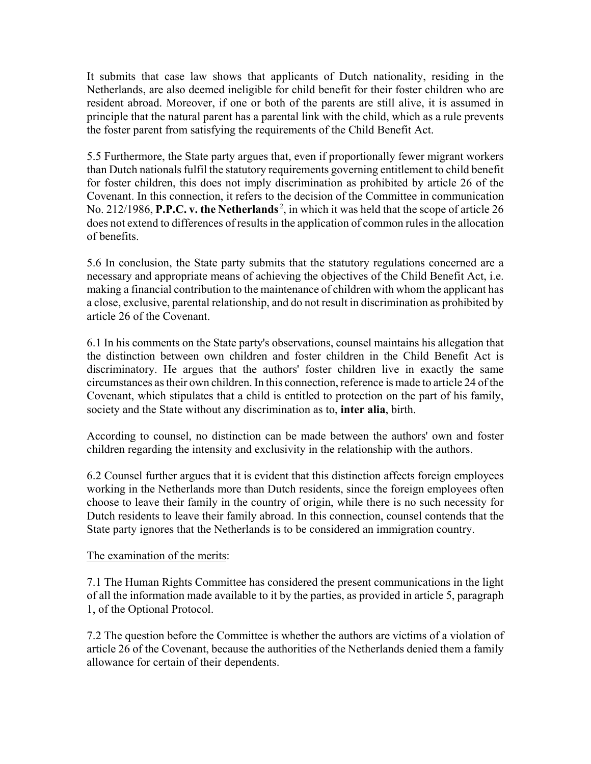It submits that case law shows that applicants of Dutch nationality, residing in the Netherlands, are also deemed ineligible for child benefit for their foster children who are resident abroad. Moreover, if one or both of the parents are still alive, it is assumed in principle that the natural parent has a parental link with the child, which as a rule prevents the foster parent from satisfying the requirements of the Child Benefit Act.

5.5 Furthermore, the State party argues that, even if proportionally fewer migrant workers than Dutch nationals fulfil the statutory requirements governing entitlement to child benefit for foster children, this does not imply discrimination as prohibited by article 26 of the Covenant. In this connection, it refers to the decision of the Committee in communication No. 212/1986, **P.P.C. v. the Netherlands**[2], in which it was held that the scope of article 26 does not extend to differences of results in the application of common rules in the allocation of benefits.

5.6 In conclusion, the State party submits that the statutory regulations concerned are a necessary and appropriate means of achieving the objectives of the Child Benefit Act, i.e. making a financial contribution to the maintenance of children with whom the applicant has a close, exclusive, parental relationship, and do not result in discrimination as prohibited by article 26 of the Covenant.

6.1 In his comments on the State party's observations, counsel maintains his allegation that the distinction between own children and foster children in the Child Benefit Act is discriminatory. He argues that the authors' foster children live in exactly the same circumstances as their own children. In this connection, reference is made to article 24 of the Covenant, which stipulates that a child is entitled to protection on the part of his family, society and the State without any discrimination as to, **inter alia**, birth.

According to counsel, no distinction can be made between the authors' own and foster children regarding the intensity and exclusivity in the relationship with the authors.

6.2 Counsel further argues that it is evident that this distinction affects foreign employees working in the Netherlands more than Dutch residents, since the foreign employees often choose to leave their family in the country of origin, while there is no such necessity for Dutch residents to leave their family abroad. In this connection, counsel contends that the State party ignores that the Netherlands is to be considered an immigration country.

The examination of the merits:

7.1 The Human Rights Committee has considered the present communications in the light of all the information made available to it by the parties, as provided in article 5, paragraph 1, of the Optional Protocol.

7.2 The question before the Committee is whether the authors are victims of a violation of article 26 of the Covenant, because the authorities of the Netherlands denied them a family allowance for certain of their dependents.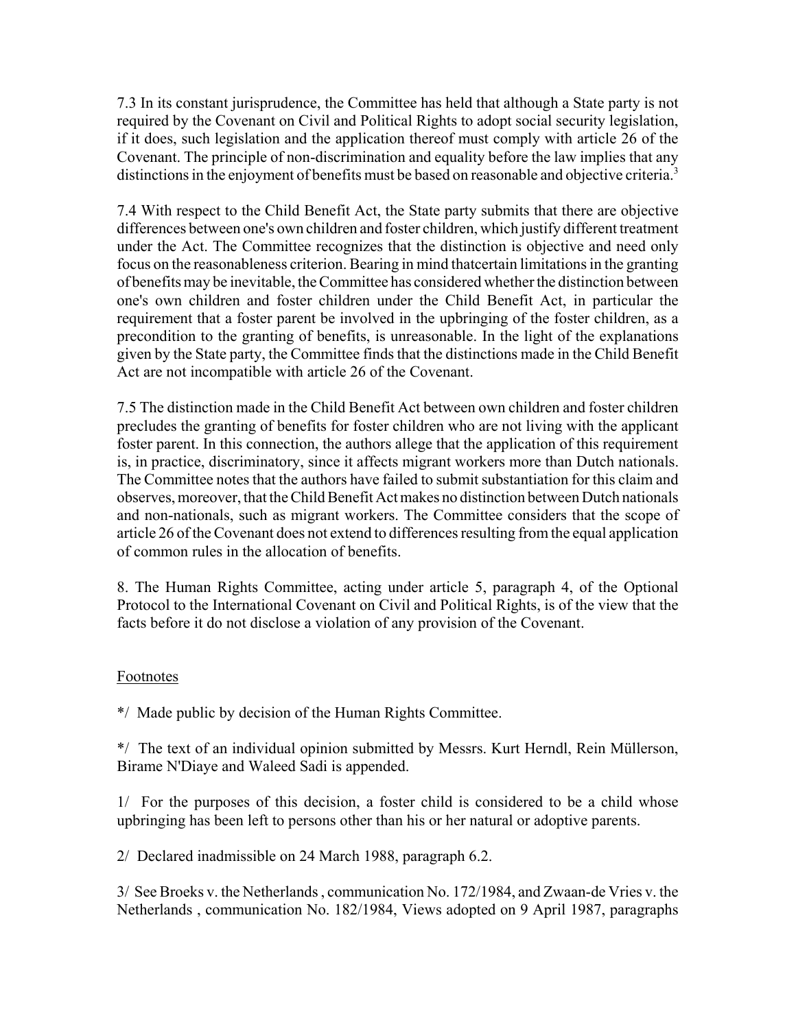7.3 In its constant jurisprudence, the Committee has held that although a State party is not required by the Covenant on Civil and Political Rights to adopt social security legislation, if it does, such legislation and the application thereof must comply with article 26 of the Covenant. The principle of non-discrimination and equality before the law implies that any distinctions in the enjoyment of benefits must be based on reasonable and objective criteria.[3]

7.4 With respect to the Child Benefit Act, the State party submits that there are objective differences between one's own children and foster children, which justify different treatment under the Act. The Committee recognizes that the distinction is objective and need only focus on the reasonableness criterion. Bearing in mind thatcertain limitations in the granting of benefits may be inevitable, the Committee has considered whether the distinction between one's own children and foster children under the Child Benefit Act, in particular the requirement that a foster parent be involved in the upbringing of the foster children, as a precondition to the granting of benefits, is unreasonable. In the light of the explanations given by the State party, the Committee finds that the distinctions made in the Child Benefit Act are not incompatible with article 26 of the Covenant.

7.5 The distinction made in the Child Benefit Act between own children and foster children precludes the granting of benefits for foster children who are not living with the applicant foster parent. In this connection, the authors allege that the application of this requirement is, in practice, discriminatory, since it affects migrant workers more than Dutch nationals. The Committee notes that the authors have failed to submit substantiation for this claim and observes, moreover, that the Child Benefit Act makes no distinction between Dutch nationals and non-nationals, such as migrant workers. The Committee considers that the scope of article 26 of the Covenant does not extend to differences resulting from the equal application of common rules in the allocation of benefits.

8. The Human Rights Committee, acting under article 5, paragraph 4, of the Optional Protocol to the International Covenant on Civil and Political Rights, is of the view that the facts before it do not disclose a violation of any provision of the Covenant.

Footnotes

*/ Made public by decision of the Human Rights Committee.

*/ The text of an individual opinion submitted by Messrs. Kurt Herndl, Rein Müllerson, Birame N'Diaye and Waleed Sadi is appended.

1/ For the purposes of this decision, a foster child is considered to be a child whose upbringing has been left to persons other than his or her natural or adoptive parents.

2/ Declared inadmissible on 24 March 1988, paragraph 6.2.

3/ See Broeks v. the Netherlands , communication No. 172/1984, and Zwaan-de Vries v. the Netherlands , communication No. 182/1984, Views adopted on 9 April 1987, paragraphs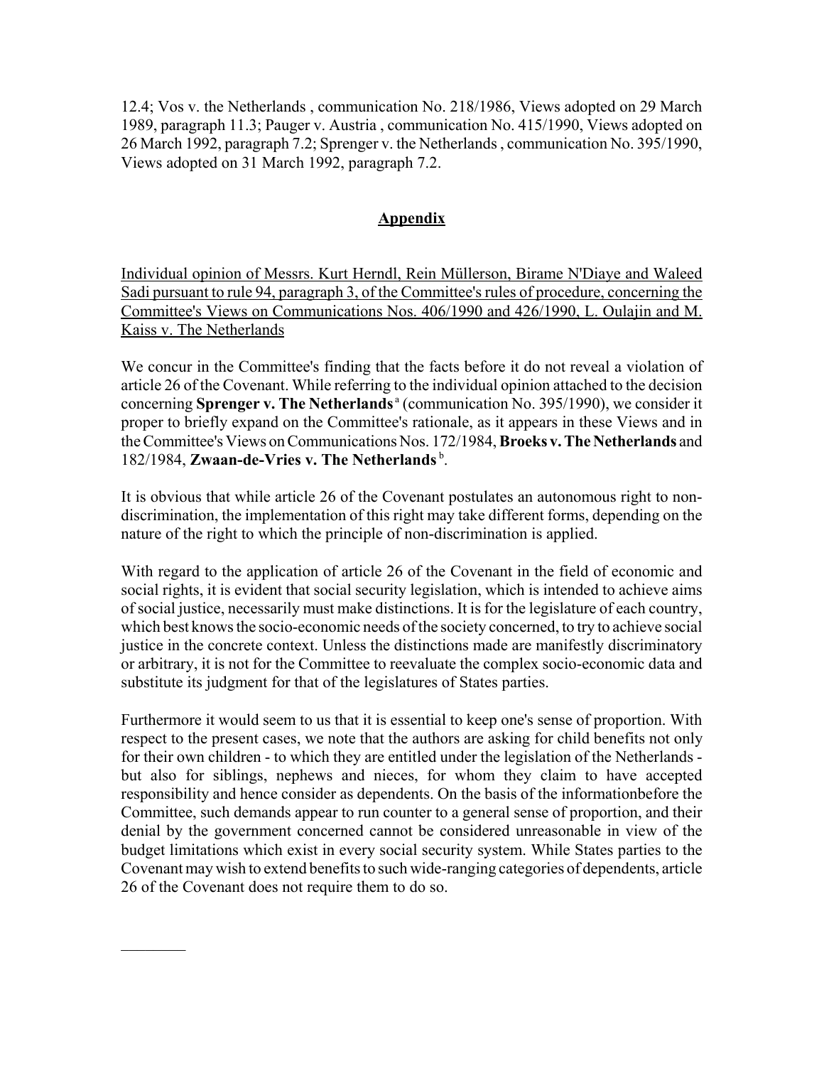12.4; Vos v. the Netherlands , communication No. 218/1986, Views adopted on 29 March 1989, paragraph 11.3; Pauger v. Austria , communication No. 415/1990, Views adopted on 26 March 1992, paragraph 7.2; Sprenger v. the Netherlands , communication No. 395/1990, Views adopted on 31 March 1992, paragraph 7.2.

## Appendix

Individual opinion of Messrs. Kurt Herndl, Rein Müllerson, Birame N'Diaye and Waleed Sadi pursuant to rule 94, paragraph 3, of the Committee's rules of procedure, concerning the Committee's Views on Communications Nos. 406/1990 and 426/1990, L. Oulajin and M. Kaiss v. The Netherlands

We concur in the Committee's finding that the facts before it do not reveal a violation of article 26 of the Covenant. While referring to the individual opinion attached to the decision concerning **Sprenger v. The Netherlands**[a] (communication No. 395/1990), we consider it proper to briefly expand on the Committee's rationale, as it appears in these Views and in the Committee's Views on Communications Nos. 172/1984, **Broeks v. The Netherlands** and 182/1984, **Zwaan-de-Vries v. The Netherlands**[b].

It is obvious that while article 26 of the Covenant postulates an autonomous right to non-discrimination, the implementation of this right may take different forms, depending on the nature of the right to which the principle of non-discrimination is applied.

With regard to the application of article 26 of the Covenant in the field of economic and social rights, it is evident that social security legislation, which is intended to achieve aims of social justice, necessarily must make distinctions. It is for the legislature of each country, which best knows the socio-economic needs of the society concerned, to try to achieve social justice in the concrete context. Unless the distinctions made are manifestly discriminatory or arbitrary, it is not for the Committee to reevaluate the complex socio-economic data and substitute its judgment for that of the legislatures of States parties.

Furthermore it would seem to us that it is essential to keep one's sense of proportion. With respect to the present cases, we note that the authors are asking for child benefits not only for their own children - to which they are entitled under the legislation of the Netherlands - but also for siblings, nephews and nieces, for whom they claim to have accepted responsibility and hence consider as dependents. On the basis of the informationbefore the Committee, such demands appear to run counter to a general sense of proportion, and their denial by the government concerned cannot be considered unreasonable in view of the budget limitations which exist in every social security system. While States parties to the Covenant may wish to extend benefits to such wide-ranging categories of dependents, article 26 of the Covenant does not require them to do so.

________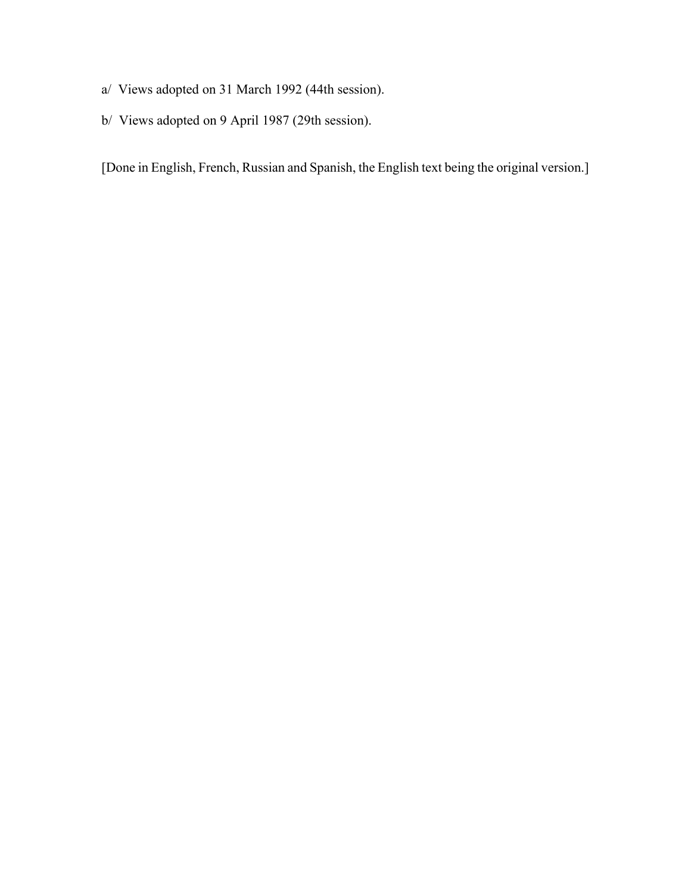a/ Views adopted on 31 March 1992 (44th session).

b/ Views adopted on 9 April 1987 (29th session).

[Done in English, French, Russian and Spanish, the English text being the original version.]